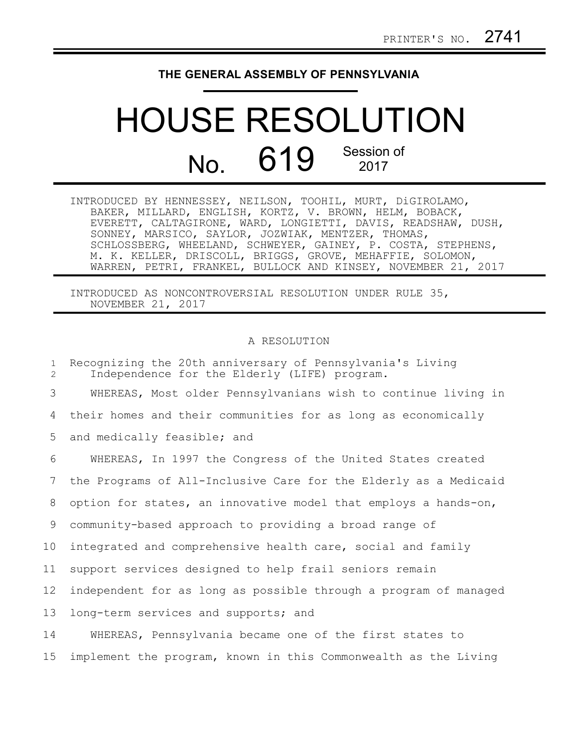PRINTER'S NO. 2741

THE GENERAL ASSEMBLY OF PENNSYLVANIA

# HOUSE RESOLUTION

## No. 619 Session of 2017

INTRODUCED BY HENNESSEY, NEILSON, TOOHIL, MURT, DiGIROLAMO, BAKER, MILLARD, ENGLISH, KORTZ, V. BROWN, HELM, BOBACK, EVERETT, CALTAGIRONE, WARD, LONGIETTI, DAVIS, READSHAW, DUSH, SONNEY, MARSICO, SAYLOR, JOZWIAK, MENTZER, THOMAS, SCHLOSSBERG, WHEELAND, SCHWEYER, GAINEY, P. COSTA, STEPHENS, M. K. KELLER, DRISCOLL, BRIGGS, GROVE, MEHAFFIE, SOLOMON, WARREN, PETRI, FRANKEL, BULLOCK AND KINSEY, NOVEMBER 21, 2017

INTRODUCED AS NONCONTROVERSIAL RESOLUTION UNDER RULE 35, NOVEMBER 21, 2017

A RESOLUTION

Recognizing the 20th anniversary of Pennsylvania's Living Independence for the Elderly (LIFE) program.

WHEREAS, Most older Pennsylvanians wish to continue living in their homes and their communities for as long as economically and medically feasible; and

WHEREAS, In 1997 the Congress of the United States created the Programs of All-Inclusive Care for the Elderly as a Medicaid option for states, an innovative model that employs a hands-on, community-based approach to providing a broad range of integrated and comprehensive health care, social and family support services designed to help frail seniors remain independent for as long as possible through a program of managed long-term services and supports; and

WHEREAS, Pennsylvania became one of the first states to implement the program, known in this Commonwealth as the Living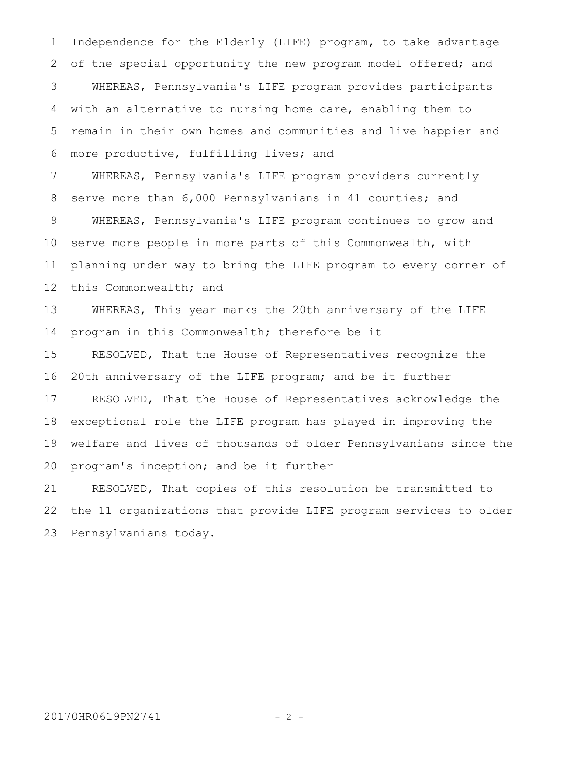Independence for the Elderly (LIFE) program, to take advantage of the special opportunity the new program model offered; and

WHEREAS, Pennsylvania's LIFE program provides participants with an alternative to nursing home care, enabling them to remain in their own homes and communities and live happier and more productive, fulfilling lives; and

WHEREAS, Pennsylvania's LIFE program providers currently serve more than 6,000 Pennsylvanians in 41 counties; and

WHEREAS, Pennsylvania's LIFE program continues to grow and serve more people in more parts of this Commonwealth, with planning under way to bring the LIFE program to every corner of this Commonwealth; and

WHEREAS, This year marks the 20th anniversary of the LIFE program in this Commonwealth; therefore be it

RESOLVED, That the House of Representatives recognize the 20th anniversary of the LIFE program; and be it further

RESOLVED, That the House of Representatives acknowledge the exceptional role the LIFE program has played in improving the welfare and lives of thousands of older Pennsylvanians since the program's inception; and be it further

RESOLVED, That copies of this resolution be transmitted to the 11 organizations that provide LIFE program services to older Pennsylvanians today.